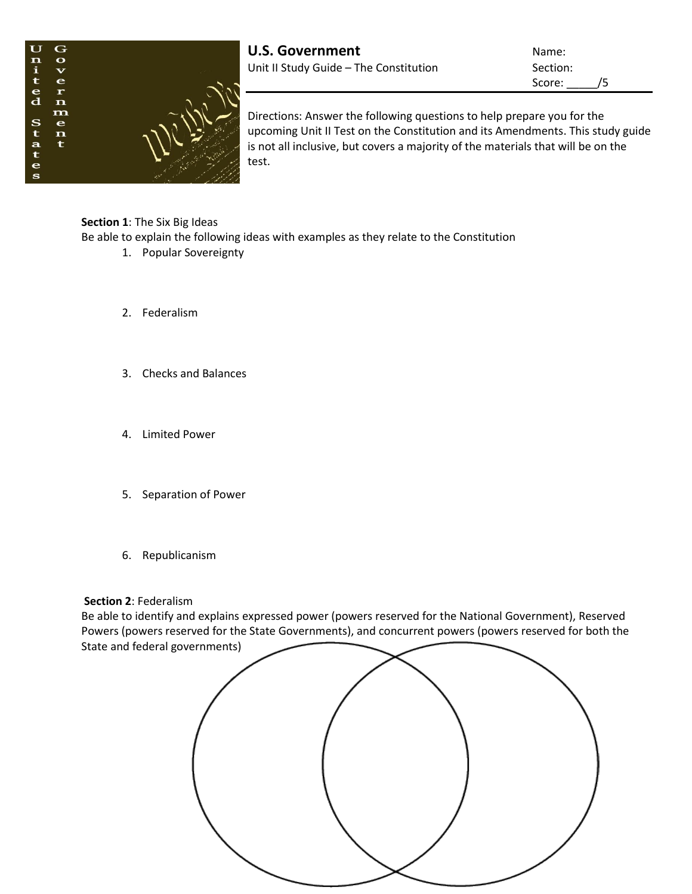# U.S. Government

Unit II Study Guide – The Constitution

Name:
Section:
Score: _____/5

Directions: Answer the following questions to help prepare you for the upcoming Unit II Test on the Constitution and its Amendments. This study guide is not all inclusive, but covers a majority of the materials that will be on the test.

**Section 1**: The Six Big Ideas

Be able to explain the following ideas with examples as they relate to the Constitution

1. Popular Sovereignty
2. Federalism
3. Checks and Balances
4. Limited Power
5. Separation of Power
6. Republicanism

**Section 2**: Federalism

Be able to identify and explains expressed power (powers reserved for the National Government), Reserved Powers (powers reserved for the State Governments), and concurrent powers (powers reserved for both the State and federal governments)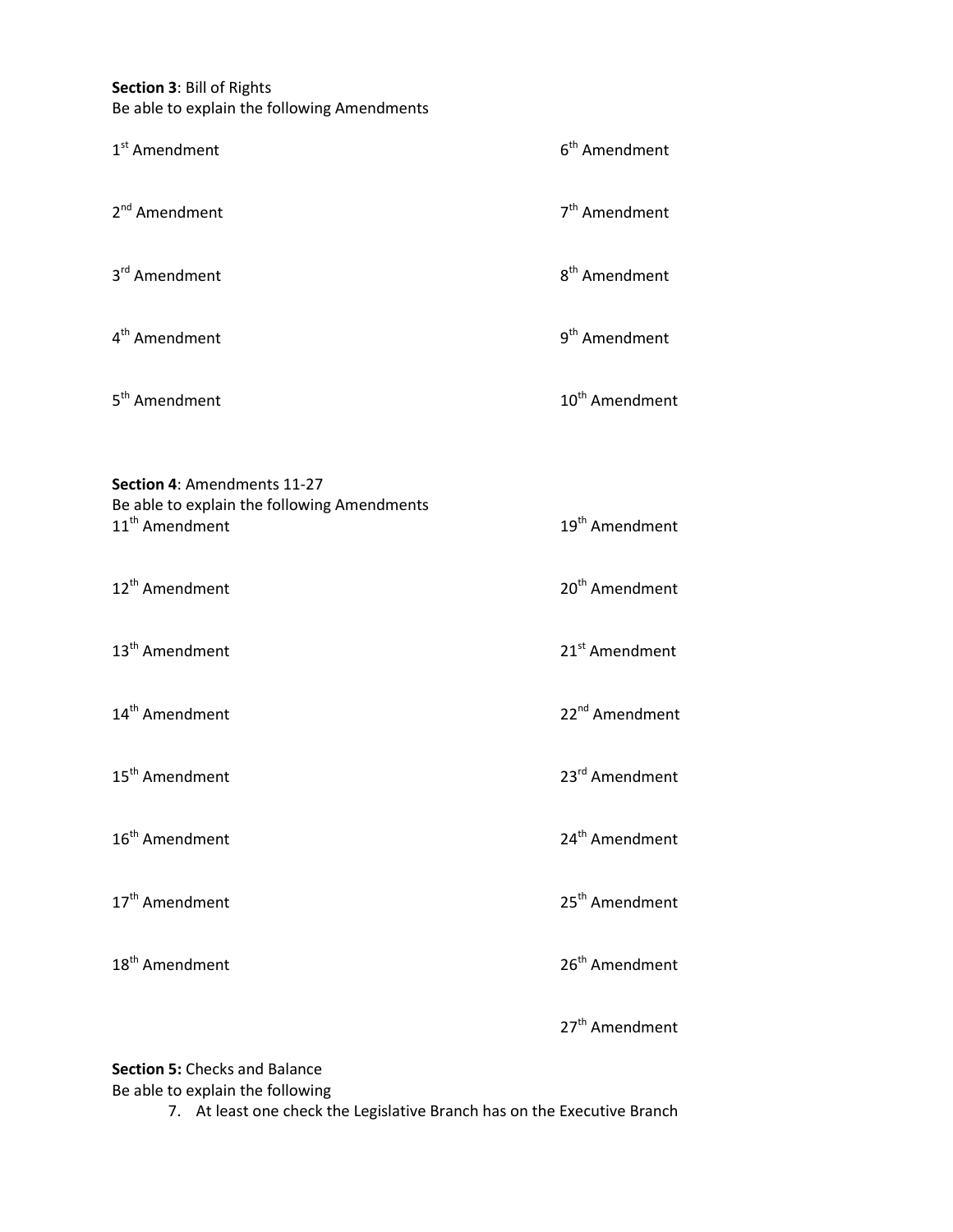**Section 3**: Bill of Rights
Be able to explain the following Amendments

1st Amendment

2nd Amendment

3rd Amendment

4th Amendment

5th Amendment

6th Amendment

7th Amendment

8th Amendment

9th Amendment

10th Amendment

**Section 4**: Amendments 11-27
Be able to explain the following Amendments

11th Amendment

12th Amendment

13th Amendment

14th Amendment

15th Amendment

16th Amendment

17th Amendment

18th Amendment

19th Amendment

20th Amendment

21st Amendment

22nd Amendment

23rd Amendment

24th Amendment

25th Amendment

26th Amendment

27th Amendment

**Section 5:** Checks and Balance
Be able to explain the following

7. At least one check the Legislative Branch has on the Executive Branch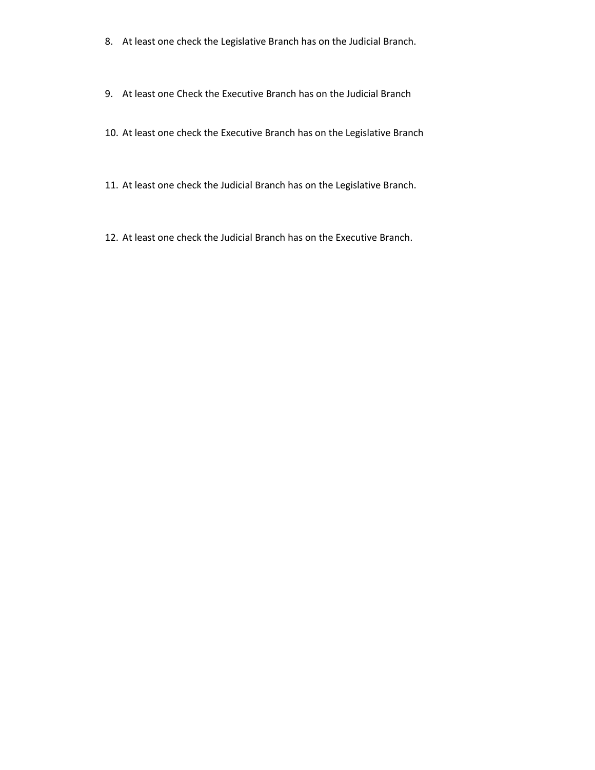8. At least one check the Legislative Branch has on the Judicial Branch.

9. At least one Check the Executive Branch has on the Judicial Branch

10. At least one check the Executive Branch has on the Legislative Branch

11. At least one check the Judicial Branch has on the Legislative Branch.

12. At least one check the Judicial Branch has on the Executive Branch.